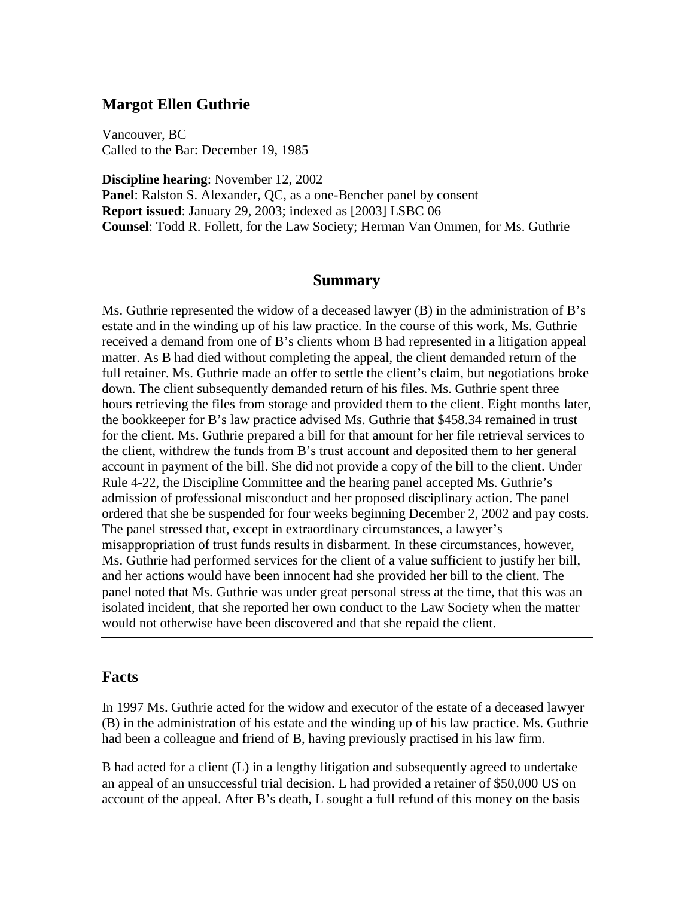## Margot Ellen Guthrie

Vancouver, BC
Called to the Bar: December 19, 1985

**Discipline hearing**: November 12, 2002
**Panel**: Ralston S. Alexander, QC, as a one-Bencher panel by consent
**Report issued**: January 29, 2003; indexed as [2003] LSBC 06
**Counsel**: Todd R. Follett, for the Law Society; Herman Van Ommen, for Ms. Guthrie

---

### Summary

Ms. Guthrie represented the widow of a deceased lawyer (B) in the administration of B's estate and in the winding up of his law practice. In the course of this work, Ms. Guthrie received a demand from one of B's clients whom B had represented in a litigation appeal matter. As B had died without completing the appeal, the client demanded return of the full retainer. Ms. Guthrie made an offer to settle the client's claim, but negotiations broke down. The client subsequently demanded return of his files. Ms. Guthrie spent three hours retrieving the files from storage and provided them to the client. Eight months later, the bookkeeper for B's law practice advised Ms. Guthrie that $458.34 remained in trust for the client. Ms. Guthrie prepared a bill for that amount for her file retrieval services to the client, withdrew the funds from B's trust account and deposited them to her general account in payment of the bill. She did not provide a copy of the bill to the client. Under Rule 4-22, the Discipline Committee and the hearing panel accepted Ms. Guthrie's admission of professional misconduct and her proposed disciplinary action. The panel ordered that she be suspended for four weeks beginning December 2, 2002 and pay costs. The panel stressed that, except in extraordinary circumstances, a lawyer's misappropriation of trust funds results in disbarment. In these circumstances, however, Ms. Guthrie had performed services for the client of a value sufficient to justify her bill, and her actions would have been innocent had she provided her bill to the client. The panel noted that Ms. Guthrie was under great personal stress at the time, that this was an isolated incident, that she reported her own conduct to the Law Society when the matter would not otherwise have been discovered and that she repaid the client.

---

## Facts

In 1997 Ms. Guthrie acted for the widow and executor of the estate of a deceased lawyer (B) in the administration of his estate and the winding up of his law practice. Ms. Guthrie had been a colleague and friend of B, having previously practised in his law firm.

B had acted for a client (L) in a lengthy litigation and subsequently agreed to undertake an appeal of an unsuccessful trial decision. L had provided a retainer of $50,000 US on account of the appeal. After B's death, L sought a full refund of this money on the basis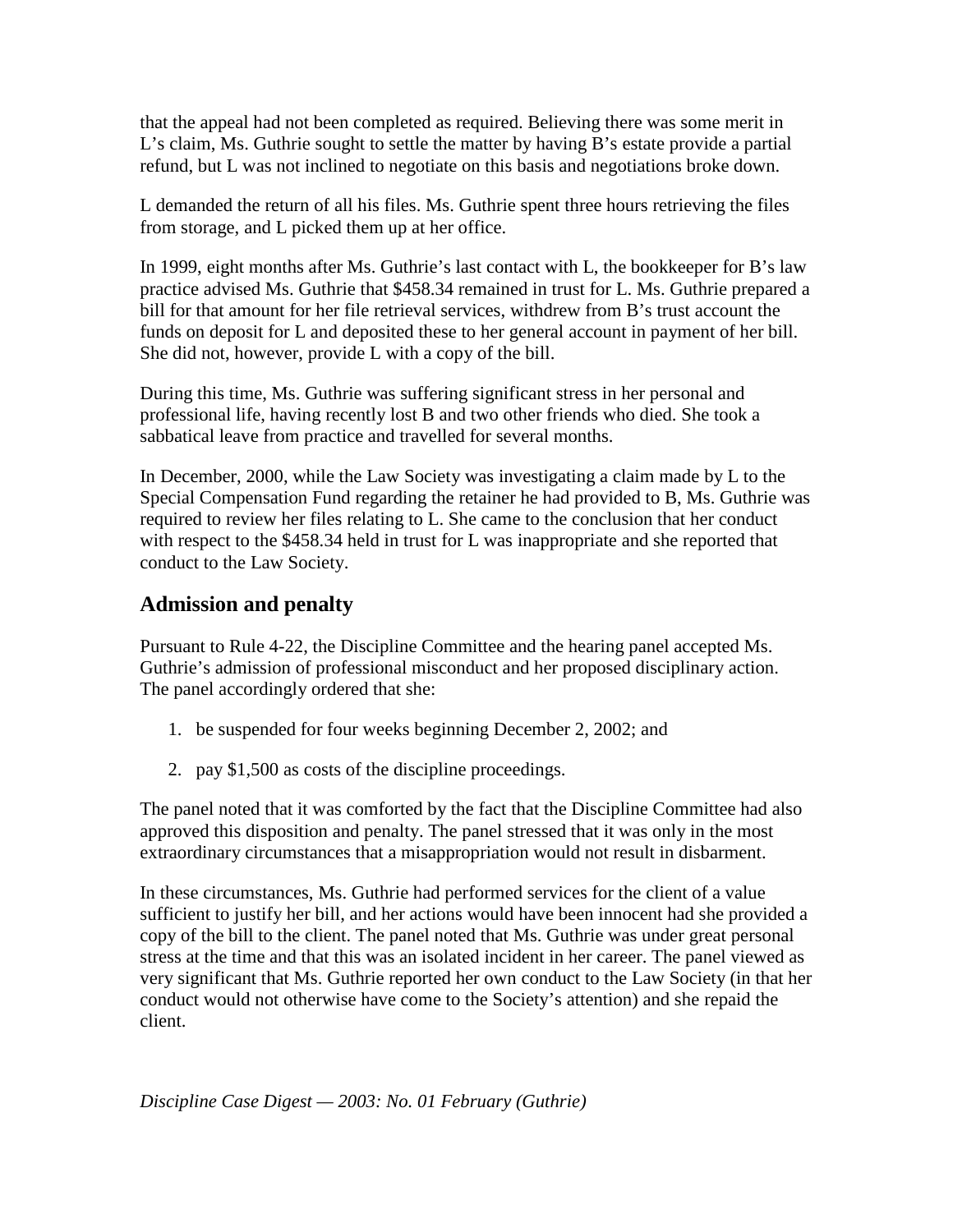that the appeal had not been completed as required. Believing there was some merit in L's claim, Ms. Guthrie sought to settle the matter by having B's estate provide a partial refund, but L was not inclined to negotiate on this basis and negotiations broke down.

L demanded the return of all his files. Ms. Guthrie spent three hours retrieving the files from storage, and L picked them up at her office.

In 1999, eight months after Ms. Guthrie's last contact with L, the bookkeeper for B's law practice advised Ms. Guthrie that $458.34 remained in trust for L. Ms. Guthrie prepared a bill for that amount for her file retrieval services, withdrew from B's trust account the funds on deposit for L and deposited these to her general account in payment of her bill. She did not, however, provide L with a copy of the bill.

During this time, Ms. Guthrie was suffering significant stress in her personal and professional life, having recently lost B and two other friends who died. She took a sabbatical leave from practice and travelled for several months.

In December, 2000, while the Law Society was investigating a claim made by L to the Special Compensation Fund regarding the retainer he had provided to B, Ms. Guthrie was required to review her files relating to L. She came to the conclusion that her conduct with respect to the $458.34 held in trust for L was inappropriate and she reported that conduct to the Law Society.

## Admission and penalty

Pursuant to Rule 4-22, the Discipline Committee and the hearing panel accepted Ms. Guthrie's admission of professional misconduct and her proposed disciplinary action. The panel accordingly ordered that she:

1. be suspended for four weeks beginning December 2, 2002; and
2. pay $1,500 as costs of the discipline proceedings.

The panel noted that it was comforted by the fact that the Discipline Committee had also approved this disposition and penalty. The panel stressed that it was only in the most extraordinary circumstances that a misappropriation would not result in disbarment.

In these circumstances, Ms. Guthrie had performed services for the client of a value sufficient to justify her bill, and her actions would have been innocent had she provided a copy of the bill to the client. The panel noted that Ms. Guthrie was under great personal stress at the time and that this was an isolated incident in her career. The panel viewed as very significant that Ms. Guthrie reported her own conduct to the Law Society (in that her conduct would not otherwise have come to the Society's attention) and she repaid the client.